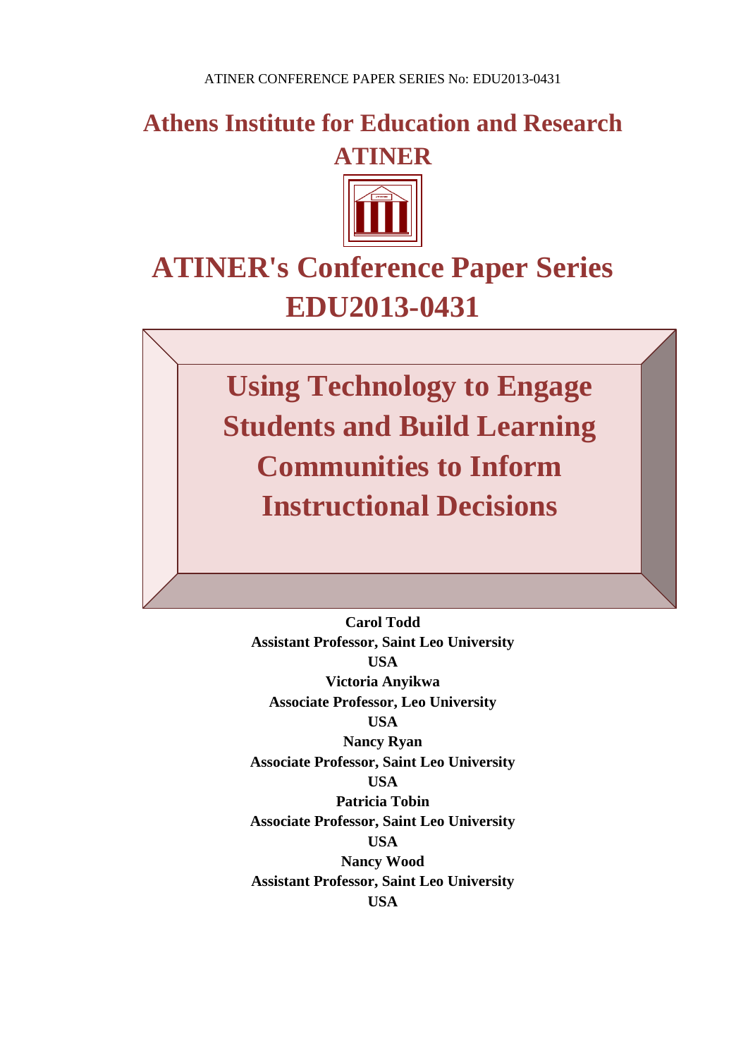ATINER CONFERENCE PAPER SERIES No: EDU2013-0431

# Athens Institute for Education and Research ATINER

# ATINER's Conference Paper Series EDU2013-0431

# Using Technology to Engage Students and Build Learning Communities to Inform Instructional Decisions

**Carol Todd**
**Assistant Professor, Saint Leo University**
**USA**

**Victoria Anyikwa**
**Associate Professor, Leo University**
**USA**

**Nancy Ryan**
**Associate Professor, Saint Leo University**
**USA**

**Patricia Tobin**
**Associate Professor, Saint Leo University**
**USA**

**Nancy Wood**
**Assistant Professor, Saint Leo University**
**USA**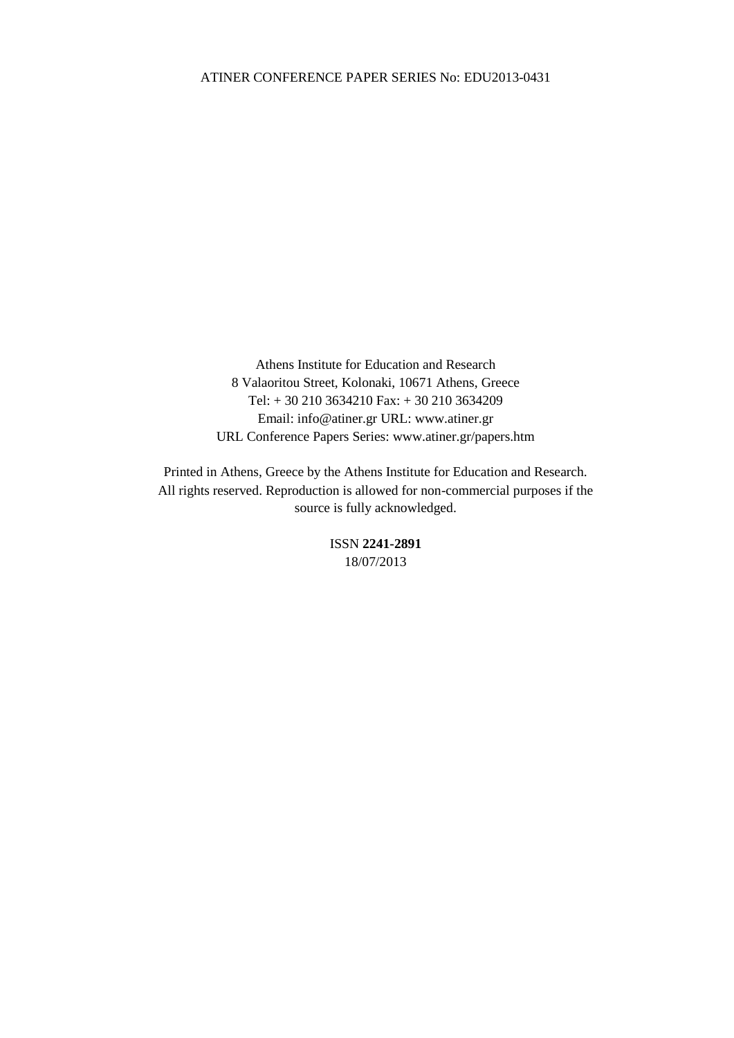Athens Institute for Education and Research
8 Valaoritou Street, Kolonaki, 10671 Athens, Greece
Tel: + 30 210 3634210 Fax: + 30 210 3634209
Email: info@atiner.gr URL: www.atiner.gr
URL Conference Papers Series: www.atiner.gr/papers.htm

Printed in Athens, Greece by the Athens Institute for Education and Research.
All rights reserved. Reproduction is allowed for non-commercial purposes if the source is fully acknowledged.

ISSN **2241-2891**
18/07/2013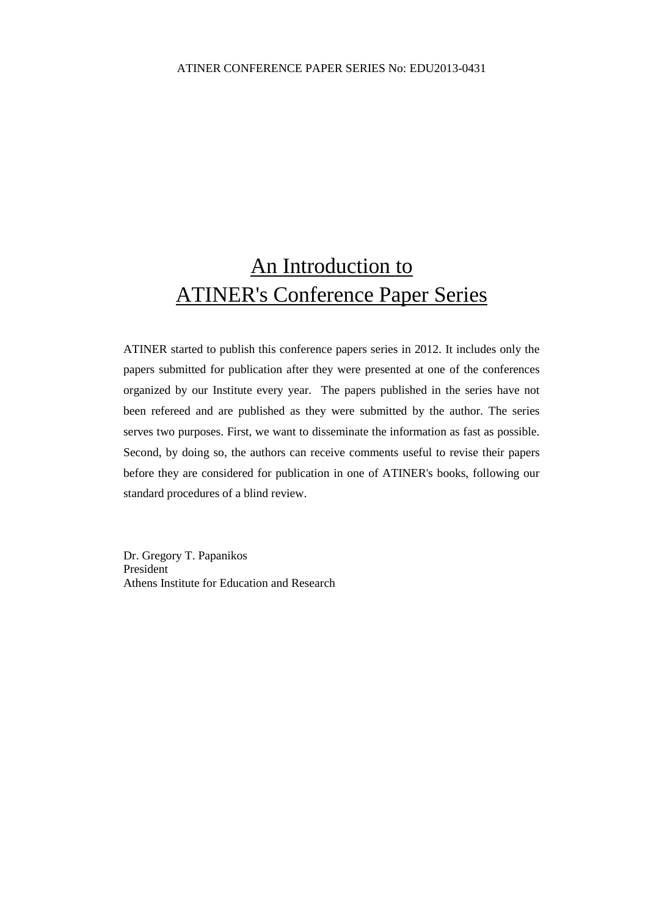# An Introduction to ATINER's Conference Paper Series

ATINER started to publish this conference papers series in 2012. It includes only the papers submitted for publication after they were presented at one of the conferences organized by our Institute every year. The papers published in the series have not been refereed and are published as they were submitted by the author. The series serves two purposes. First, we want to disseminate the information as fast as possible. Second, by doing so, the authors can receive comments useful to revise their papers before they are considered for publication in one of ATINER's books, following our standard procedures of a blind review.

Dr. Gregory T. Papanikos
President
Athens Institute for Education and Research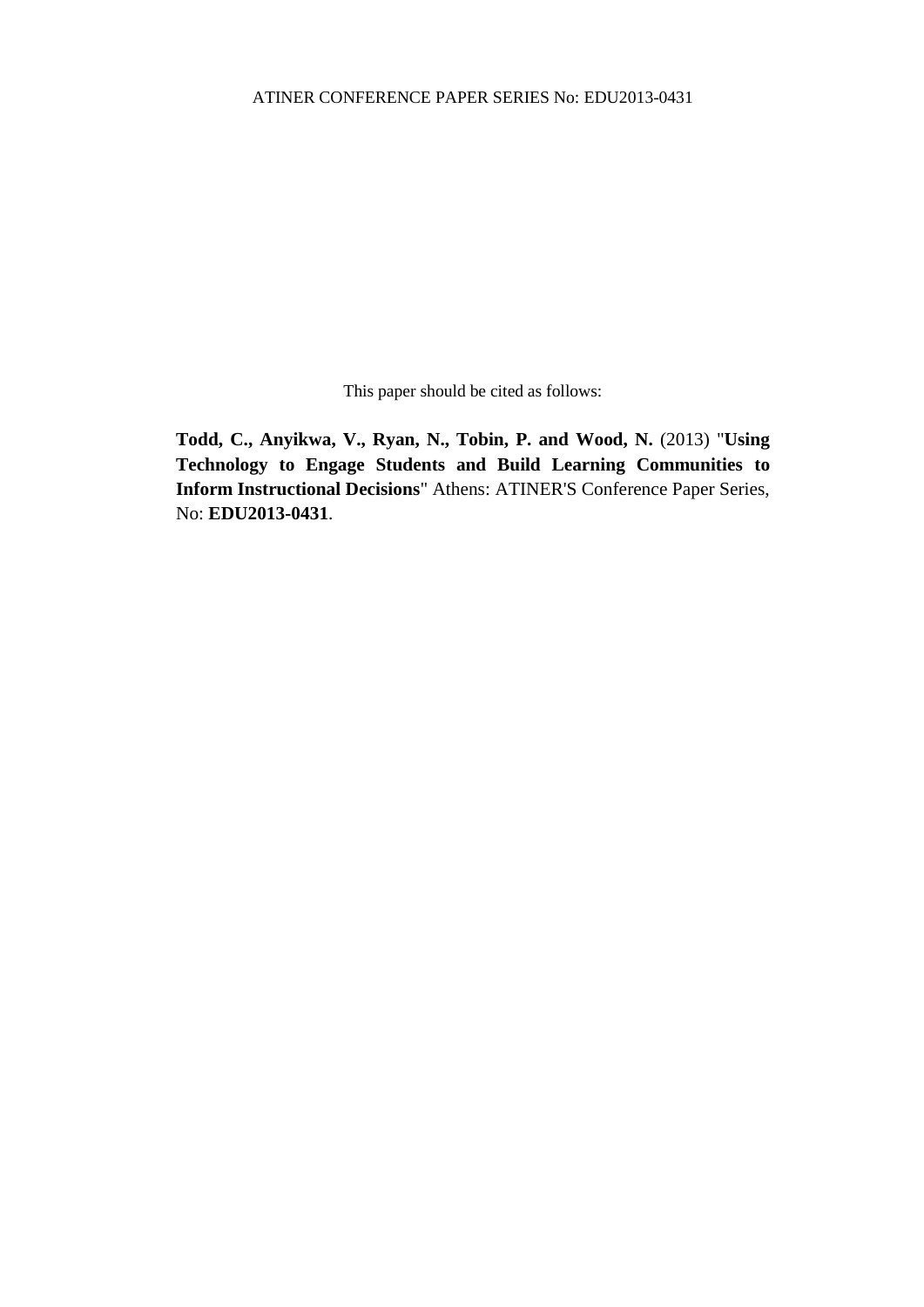This paper should be cited as follows:

**Todd, C., Anyikwa, V., Ryan, N., Tobin, P. and Wood, N.** (2013) "**Using Technology to Engage Students and Build Learning Communities to Inform Instructional Decisions**" Athens: ATINER'S Conference Paper Series, No: **EDU2013-0431**.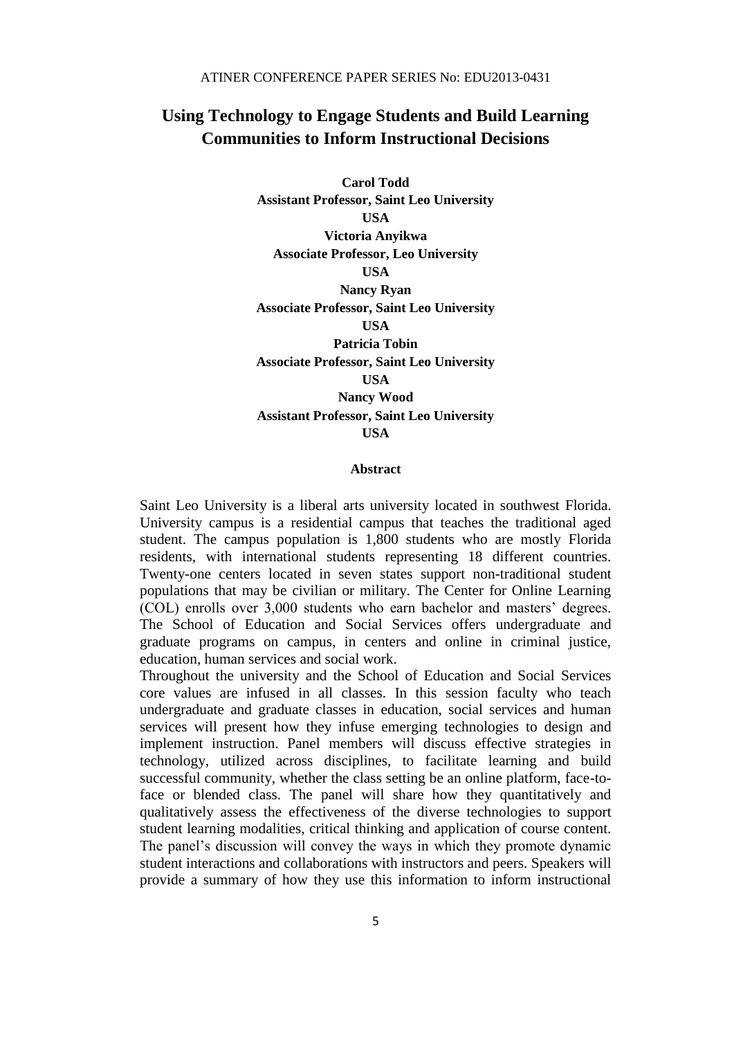# Using Technology to Engage Students and Build Learning Communities to Inform Instructional Decisions

**Carol Todd**
**Assistant Professor, Saint Leo University**
**USA**
**Victoria Anyikwa**
**Associate Professor, Leo University**
**USA**
**Nancy Ryan**
**Associate Professor, Saint Leo University**
**USA**
**Patricia Tobin**
**Associate Professor, Saint Leo University**
**USA**
**Nancy Wood**
**Assistant Professor, Saint Leo University**
**USA**

## Abstract

Saint Leo University is a liberal arts university located in southwest Florida. University campus is a residential campus that teaches the traditional aged student. The campus population is 1,800 students who are mostly Florida residents, with international students representing 18 different countries. Twenty-one centers located in seven states support non-traditional student populations that may be civilian or military. The Center for Online Learning (COL) enrolls over 3,000 students who earn bachelor and masters' degrees. The School of Education and Social Services offers undergraduate and graduate programs on campus, in centers and online in criminal justice, education, human services and social work.

Throughout the university and the School of Education and Social Services core values are infused in all classes. In this session faculty who teach undergraduate and graduate classes in education, social services and human services will present how they infuse emerging technologies to design and implement instruction. Panel members will discuss effective strategies in technology, utilized across disciplines, to facilitate learning and build successful community, whether the class setting be an online platform, face-to-face or blended class. The panel will share how they quantitatively and qualitatively assess the effectiveness of the diverse technologies to support student learning modalities, critical thinking and application of course content. The panel's discussion will convey the ways in which they promote dynamic student interactions and collaborations with instructors and peers. Speakers will provide a summary of how they use this information to inform instructional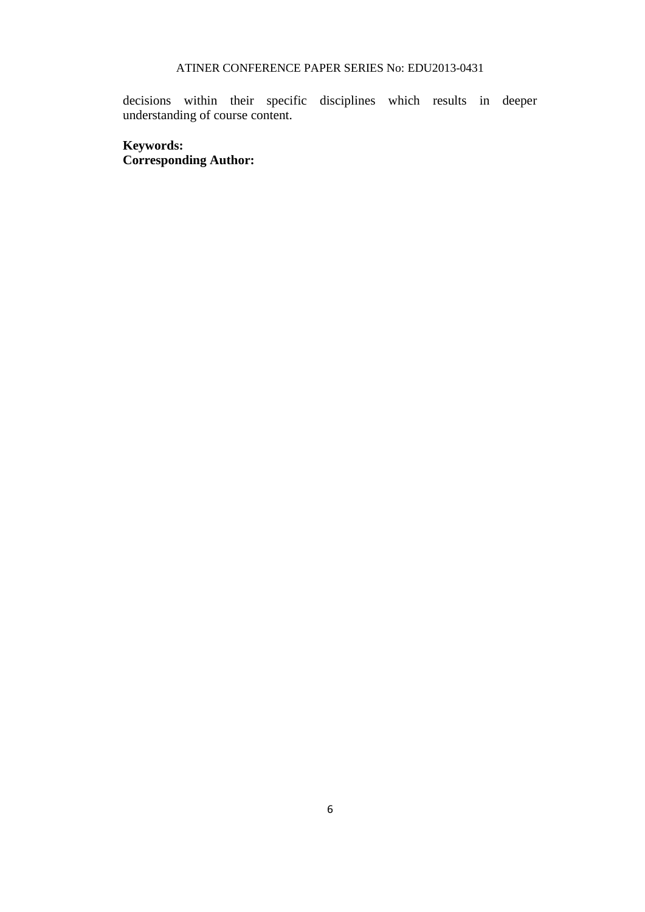decisions within their specific disciplines which results in deeper understanding of course content.

**Keywords:**
**Corresponding Author:**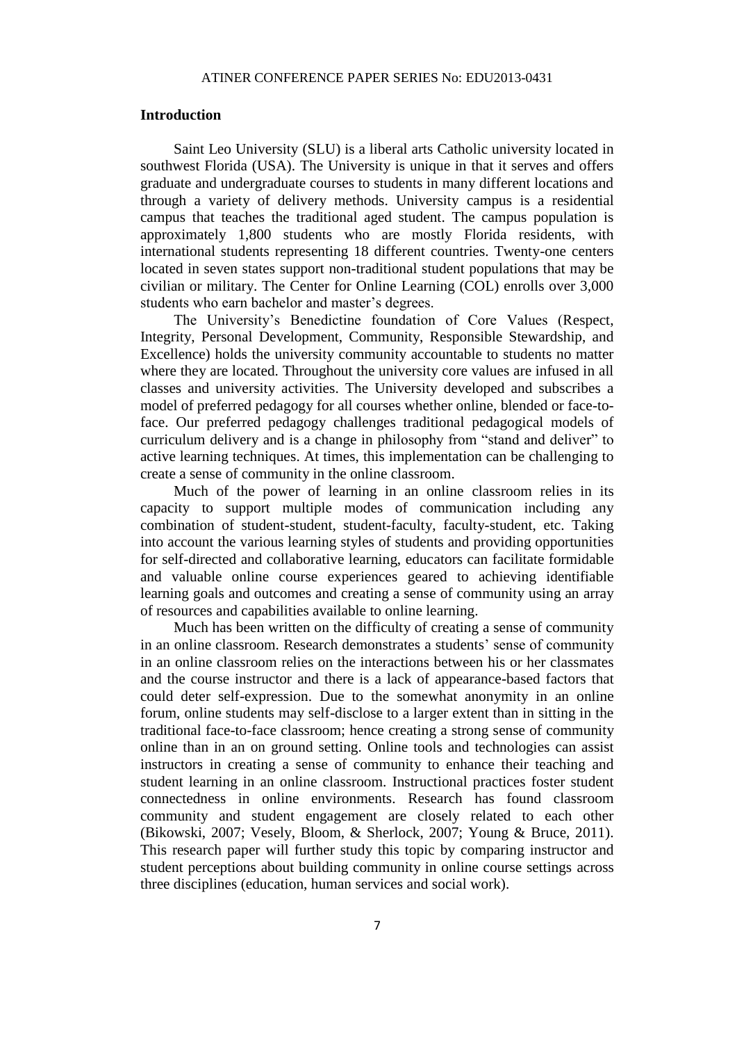## Introduction

Saint Leo University (SLU) is a liberal arts Catholic university located in southwest Florida (USA). The University is unique in that it serves and offers graduate and undergraduate courses to students in many different locations and through a variety of delivery methods. University campus is a residential campus that teaches the traditional aged student. The campus population is approximately 1,800 students who are mostly Florida residents, with international students representing 18 different countries. Twenty-one centers located in seven states support non-traditional student populations that may be civilian or military. The Center for Online Learning (COL) enrolls over 3,000 students who earn bachelor and master's degrees.

The University's Benedictine foundation of Core Values (Respect, Integrity, Personal Development, Community, Responsible Stewardship, and Excellence) holds the university community accountable to students no matter where they are located. Throughout the university core values are infused in all classes and university activities. The University developed and subscribes a model of preferred pedagogy for all courses whether online, blended or face-to-face. Our preferred pedagogy challenges traditional pedagogical models of curriculum delivery and is a change in philosophy from "stand and deliver" to active learning techniques. At times, this implementation can be challenging to create a sense of community in the online classroom.

Much of the power of learning in an online classroom relies in its capacity to support multiple modes of communication including any combination of student-student, student-faculty, faculty-student, etc. Taking into account the various learning styles of students and providing opportunities for self-directed and collaborative learning, educators can facilitate formidable and valuable online course experiences geared to achieving identifiable learning goals and outcomes and creating a sense of community using an array of resources and capabilities available to online learning.

Much has been written on the difficulty of creating a sense of community in an online classroom. Research demonstrates a students' sense of community in an online classroom relies on the interactions between his or her classmates and the course instructor and there is a lack of appearance-based factors that could deter self-expression. Due to the somewhat anonymity in an online forum, online students may self-disclose to a larger extent than in sitting in the traditional face-to-face classroom; hence creating a strong sense of community online than in an on ground setting. Online tools and technologies can assist instructors in creating a sense of community to enhance their teaching and student learning in an online classroom. Instructional practices foster student connectedness in online environments. Research has found classroom community and student engagement are closely related to each other (Bikowski, 2007; Vesely, Bloom, & Sherlock, 2007; Young & Bruce, 2011). This research paper will further study this topic by comparing instructor and student perceptions about building community in online course settings across three disciplines (education, human services and social work).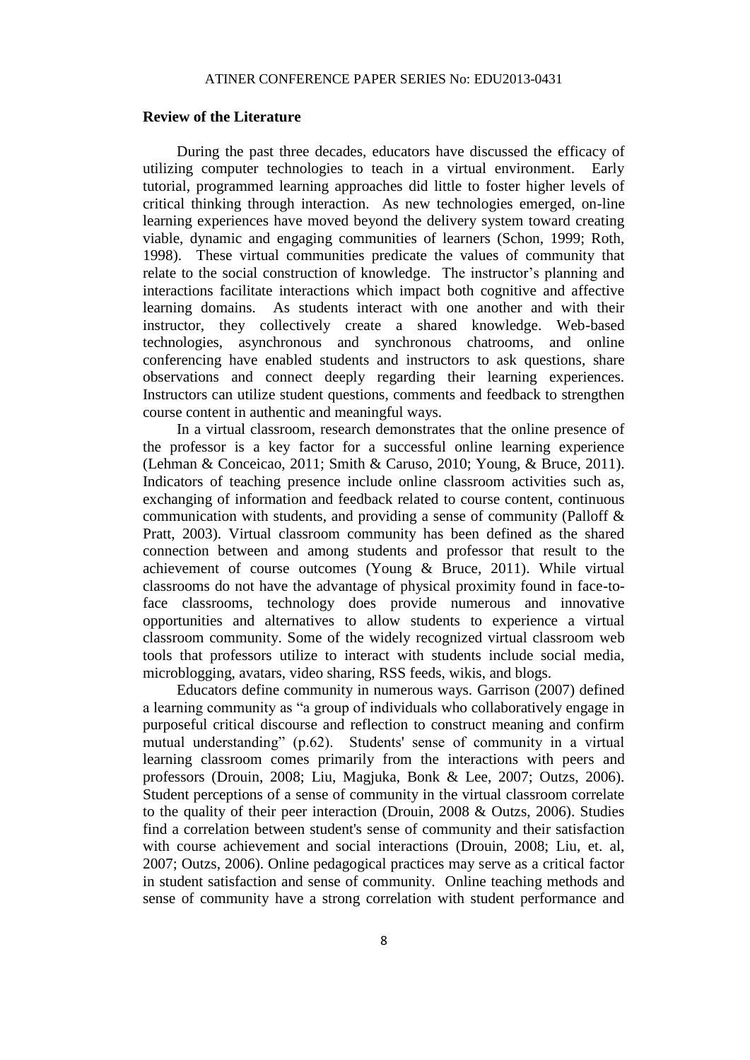## Review of the Literature

During the past three decades, educators have discussed the efficacy of utilizing computer technologies to teach in a virtual environment. Early tutorial, programmed learning approaches did little to foster higher levels of critical thinking through interaction. As new technologies emerged, on-line learning experiences have moved beyond the delivery system toward creating viable, dynamic and engaging communities of learners (Schon, 1999; Roth, 1998). These virtual communities predicate the values of community that relate to the social construction of knowledge. The instructor's planning and interactions facilitate interactions which impact both cognitive and affective learning domains. As students interact with one another and with their instructor, they collectively create a shared knowledge. Web-based technologies, asynchronous and synchronous chatrooms, and online conferencing have enabled students and instructors to ask questions, share observations and connect deeply regarding their learning experiences. Instructors can utilize student questions, comments and feedback to strengthen course content in authentic and meaningful ways.

In a virtual classroom, research demonstrates that the online presence of the professor is a key factor for a successful online learning experience (Lehman & Conceicao, 2011; Smith & Caruso, 2010; Young, & Bruce, 2011). Indicators of teaching presence include online classroom activities such as, exchanging of information and feedback related to course content, continuous communication with students, and providing a sense of community (Palloff & Pratt, 2003). Virtual classroom community has been defined as the shared connection between and among students and professor that result to the achievement of course outcomes (Young & Bruce, 2011). While virtual classrooms do not have the advantage of physical proximity found in face-to-face classrooms, technology does provide numerous and innovative opportunities and alternatives to allow students to experience a virtual classroom community. Some of the widely recognized virtual classroom web tools that professors utilize to interact with students include social media, microblogging, avatars, video sharing, RSS feeds, wikis, and blogs.

Educators define community in numerous ways. Garrison (2007) defined a learning community as "a group of individuals who collaboratively engage in purposeful critical discourse and reflection to construct meaning and confirm mutual understanding" (p.62). Students' sense of community in a virtual learning classroom comes primarily from the interactions with peers and professors (Drouin, 2008; Liu, Magjuka, Bonk & Lee, 2007; Outzs, 2006). Student perceptions of a sense of community in the virtual classroom correlate to the quality of their peer interaction (Drouin, 2008 & Outzs, 2006). Studies find a correlation between student's sense of community and their satisfaction with course achievement and social interactions (Drouin, 2008; Liu, et. al, 2007; Outzs, 2006). Online pedagogical practices may serve as a critical factor in student satisfaction and sense of community. Online teaching methods and sense of community have a strong correlation with student performance and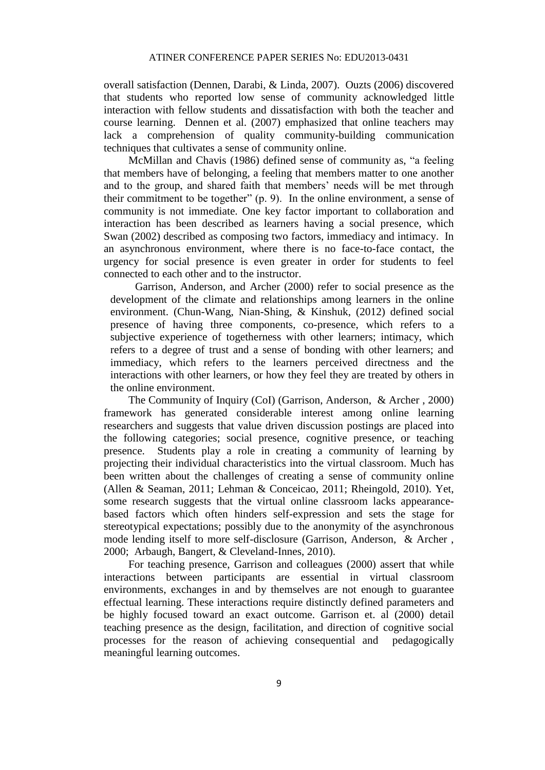overall satisfaction (Dennen, Darabi, & Linda, 2007). Ouzts (2006) discovered that students who reported low sense of community acknowledged little interaction with fellow students and dissatisfaction with both the teacher and course learning. Dennen et al. (2007) emphasized that online teachers may lack a comprehension of quality community-building communication techniques that cultivates a sense of community online.

McMillan and Chavis (1986) defined sense of community as, "a feeling that members have of belonging, a feeling that members matter to one another and to the group, and shared faith that members' needs will be met through their commitment to be together" (p. 9). In the online environment, a sense of community is not immediate. One key factor important to collaboration and interaction has been described as learners having a social presence, which Swan (2002) described as composing two factors, immediacy and intimacy. In an asynchronous environment, where there is no face-to-face contact, the urgency for social presence is even greater in order for students to feel connected to each other and to the instructor.

Garrison, Anderson, and Archer (2000) refer to social presence as the development of the climate and relationships among learners in the online environment. (Chun-Wang, Nian-Shing, & Kinshuk, (2012) defined social presence of having three components, co-presence, which refers to a subjective experience of togetherness with other learners; intimacy, which refers to a degree of trust and a sense of bonding with other learners; and immediacy, which refers to the learners perceived directness and the interactions with other learners, or how they feel they are treated by others in the online environment.

The Community of Inquiry (CoI) (Garrison, Anderson, & Archer , 2000) framework has generated considerable interest among online learning researchers and suggests that value driven discussion postings are placed into the following categories; social presence, cognitive presence, or teaching presence. Students play a role in creating a community of learning by projecting their individual characteristics into the virtual classroom. Much has been written about the challenges of creating a sense of community online (Allen & Seaman, 2011; Lehman & Conceicao, 2011; Rheingold, 2010). Yet, some research suggests that the virtual online classroom lacks appearance-based factors which often hinders self-expression and sets the stage for stereotypical expectations; possibly due to the anonymity of the asynchronous mode lending itself to more self-disclosure (Garrison, Anderson, & Archer , 2000; Arbaugh, Bangert, & Cleveland-Innes, 2010).

For teaching presence, Garrison and colleagues (2000) assert that while interactions between participants are essential in virtual classroom environments, exchanges in and by themselves are not enough to guarantee effectual learning. These interactions require distinctly defined parameters and be highly focused toward an exact outcome. Garrison et. al (2000) detail teaching presence as the design, facilitation, and direction of cognitive social processes for the reason of achieving consequential and pedagogically meaningful learning outcomes.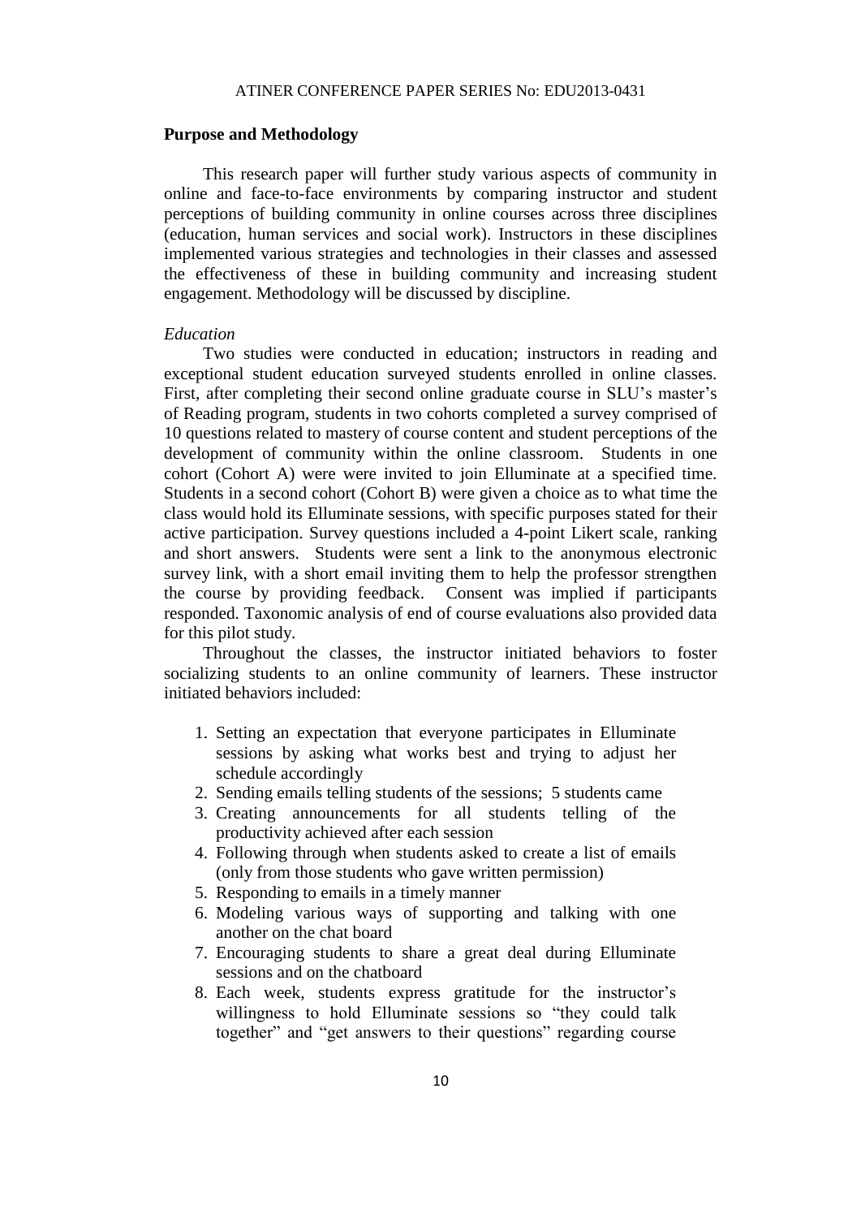**Purpose and Methodology**

This research paper will further study various aspects of community in online and face-to-face environments by comparing instructor and student perceptions of building community in online courses across three disciplines (education, human services and social work). Instructors in these disciplines implemented various strategies and technologies in their classes and assessed the effectiveness of these in building community and increasing student engagement. Methodology will be discussed by discipline.

*Education*

Two studies were conducted in education; instructors in reading and exceptional student education surveyed students enrolled in online classes. First, after completing their second online graduate course in SLU's master's of Reading program, students in two cohorts completed a survey comprised of 10 questions related to mastery of course content and student perceptions of the development of community within the online classroom. Students in one cohort (Cohort A) were were invited to join Elluminate at a specified time. Students in a second cohort (Cohort B) were given a choice as to what time the class would hold its Elluminate sessions, with specific purposes stated for their active participation. Survey questions included a 4-point Likert scale, ranking and short answers. Students were sent a link to the anonymous electronic survey link, with a short email inviting them to help the professor strengthen the course by providing feedback. Consent was implied if participants responded. Taxonomic analysis of end of course evaluations also provided data for this pilot study.

Throughout the classes, the instructor initiated behaviors to foster socializing students to an online community of learners. These instructor initiated behaviors included:

1. Setting an expectation that everyone participates in Elluminate sessions by asking what works best and trying to adjust her schedule accordingly
2. Sending emails telling students of the sessions; 5 students came
3. Creating announcements for all students telling of the productivity achieved after each session
4. Following through when students asked to create a list of emails (only from those students who gave written permission)
5. Responding to emails in a timely manner
6. Modeling various ways of supporting and talking with one another on the chat board
7. Encouraging students to share a great deal during Elluminate sessions and on the chatboard
8. Each week, students express gratitude for the instructor's willingness to hold Elluminate sessions so "they could talk together" and "get answers to their questions" regarding course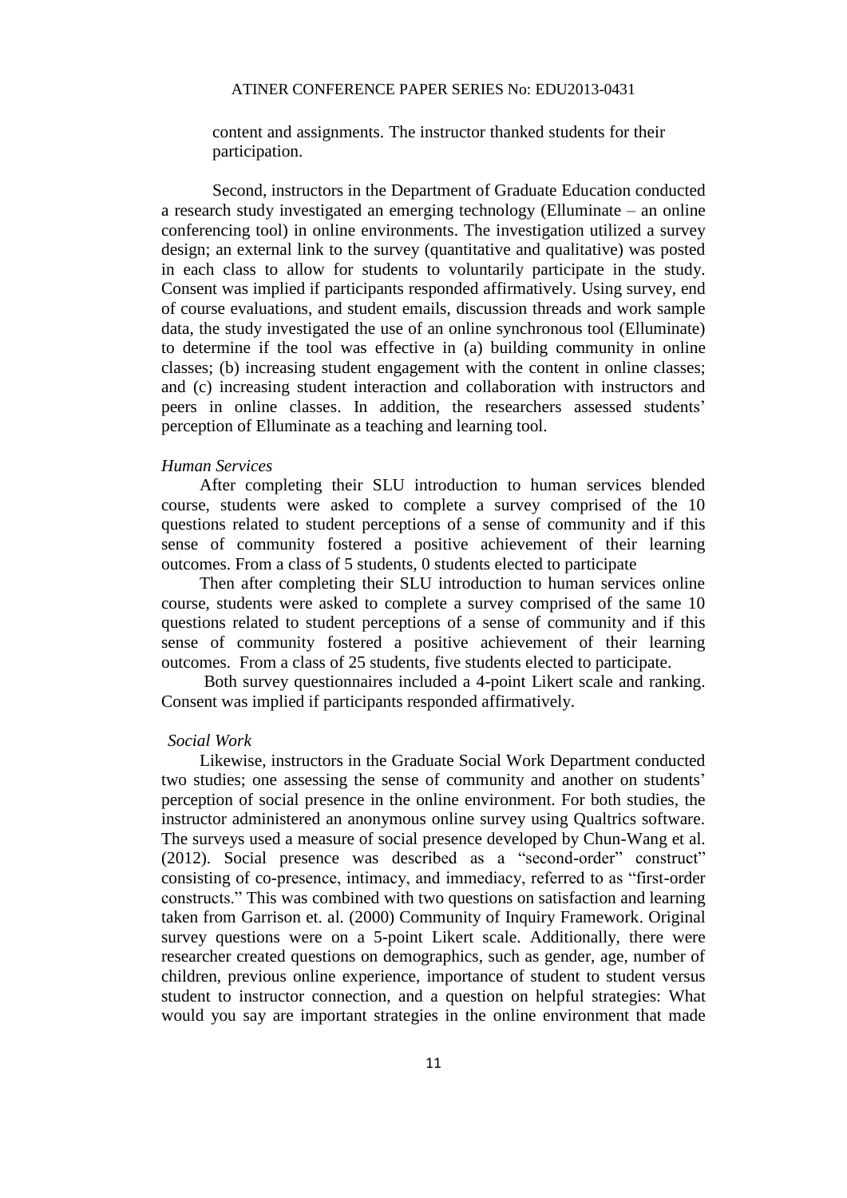content and assignments. The instructor thanked students for their participation.

Second, instructors in the Department of Graduate Education conducted a research study investigated an emerging technology (Elluminate – an online conferencing tool) in online environments. The investigation utilized a survey design; an external link to the survey (quantitative and qualitative) was posted in each class to allow for students to voluntarily participate in the study. Consent was implied if participants responded affirmatively. Using survey, end of course evaluations, and student emails, discussion threads and work sample data, the study investigated the use of an online synchronous tool (Elluminate) to determine if the tool was effective in (a) building community in online classes; (b) increasing student engagement with the content in online classes; and (c) increasing student interaction and collaboration with instructors and peers in online classes. In addition, the researchers assessed students' perception of Elluminate as a teaching and learning tool.

*Human Services*

After completing their SLU introduction to human services blended course, students were asked to complete a survey comprised of the 10 questions related to student perceptions of a sense of community and if this sense of community fostered a positive achievement of their learning outcomes. From a class of 5 students, 0 students elected to participate

Then after completing their SLU introduction to human services online course, students were asked to complete a survey comprised of the same 10 questions related to student perceptions of a sense of community and if this sense of community fostered a positive achievement of their learning outcomes. From a class of 25 students, five students elected to participate.

Both survey questionnaires included a 4-point Likert scale and ranking. Consent was implied if participants responded affirmatively.

*Social Work*

Likewise, instructors in the Graduate Social Work Department conducted two studies; one assessing the sense of community and another on students' perception of social presence in the online environment. For both studies, the instructor administered an anonymous online survey using Qualtrics software. The surveys used a measure of social presence developed by Chun-Wang et al. (2012). Social presence was described as a "second-order" construct" consisting of co-presence, intimacy, and immediacy, referred to as "first-order constructs." This was combined with two questions on satisfaction and learning taken from Garrison et. al. (2000) Community of Inquiry Framework. Original survey questions were on a 5-point Likert scale. Additionally, there were researcher created questions on demographics, such as gender, age, number of children, previous online experience, importance of student to student versus student to instructor connection, and a question on helpful strategies: What would you say are important strategies in the online environment that made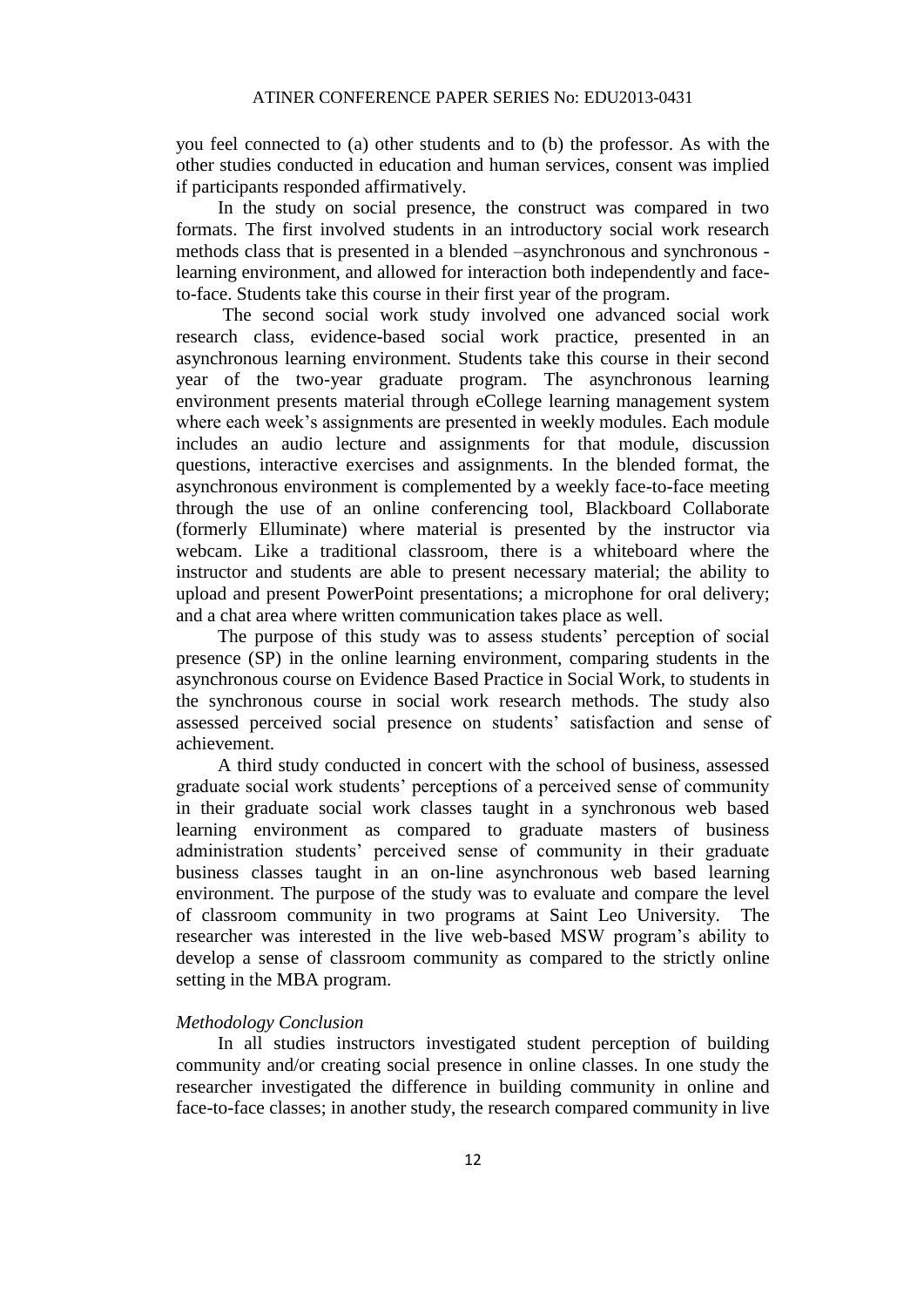you feel connected to (a) other students and to (b) the professor. As with the other studies conducted in education and human services, consent was implied if participants responded affirmatively.

In the study on social presence, the construct was compared in two formats. The first involved students in an introductory social work research methods class that is presented in a blended –asynchronous and synchronous - learning environment, and allowed for interaction both independently and face-to-face. Students take this course in their first year of the program.

The second social work study involved one advanced social work research class, evidence-based social work practice, presented in an asynchronous learning environment. Students take this course in their second year of the two-year graduate program. The asynchronous learning environment presents material through eCollege learning management system where each week's assignments are presented in weekly modules. Each module includes an audio lecture and assignments for that module, discussion questions, interactive exercises and assignments. In the blended format, the asynchronous environment is complemented by a weekly face-to-face meeting through the use of an online conferencing tool, Blackboard Collaborate (formerly Elluminate) where material is presented by the instructor via webcam. Like a traditional classroom, there is a whiteboard where the instructor and students are able to present necessary material; the ability to upload and present PowerPoint presentations; a microphone for oral delivery; and a chat area where written communication takes place as well.

The purpose of this study was to assess students' perception of social presence (SP) in the online learning environment, comparing students in the asynchronous course on Evidence Based Practice in Social Work, to students in the synchronous course in social work research methods. The study also assessed perceived social presence on students' satisfaction and sense of achievement.

A third study conducted in concert with the school of business, assessed graduate social work students' perceptions of a perceived sense of community in their graduate social work classes taught in a synchronous web based learning environment as compared to graduate masters of business administration students' perceived sense of community in their graduate business classes taught in an on-line asynchronous web based learning environment. The purpose of the study was to evaluate and compare the level of classroom community in two programs at Saint Leo University. The researcher was interested in the live web-based MSW program's ability to develop a sense of classroom community as compared to the strictly online setting in the MBA program.

*Methodology Conclusion*

In all studies instructors investigated student perception of building community and/or creating social presence in online classes. In one study the researcher investigated the difference in building community in online and face-to-face classes; in another study, the research compared community in live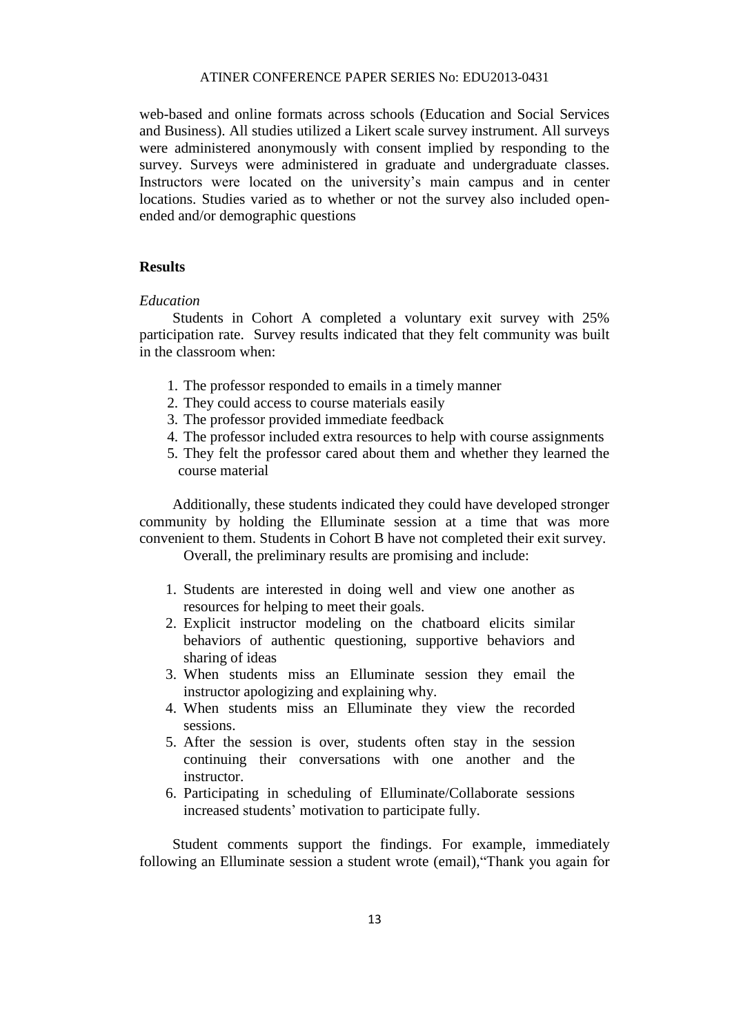web-based and online formats across schools (Education and Social Services and Business). All studies utilized a Likert scale survey instrument. All surveys were administered anonymously with consent implied by responding to the survey. Surveys were administered in graduate and undergraduate classes. Instructors were located on the university's main campus and in center locations. Studies varied as to whether or not the survey also included open-ended and/or demographic questions

## Results

*Education*

Students in Cohort A completed a voluntary exit survey with 25% participation rate. Survey results indicated that they felt community was built in the classroom when:

1. The professor responded to emails in a timely manner
2. They could access to course materials easily
3. The professor provided immediate feedback
4. The professor included extra resources to help with course assignments
5. They felt the professor cared about them and whether they learned the course material

Additionally, these students indicated they could have developed stronger community by holding the Elluminate session at a time that was more convenient to them. Students in Cohort B have not completed their exit survey.

Overall, the preliminary results are promising and include:

1. Students are interested in doing well and view one another as resources for helping to meet their goals.
2. Explicit instructor modeling on the chatboard elicits similar behaviors of authentic questioning, supportive behaviors and sharing of ideas
3. When students miss an Elluminate session they email the instructor apologizing and explaining why.
4. When students miss an Elluminate they view the recorded sessions.
5. After the session is over, students often stay in the session continuing their conversations with one another and the instructor.
6. Participating in scheduling of Elluminate/Collaborate sessions increased students' motivation to participate fully.

Student comments support the findings. For example, immediately following an Elluminate session a student wrote (email),"Thank you again for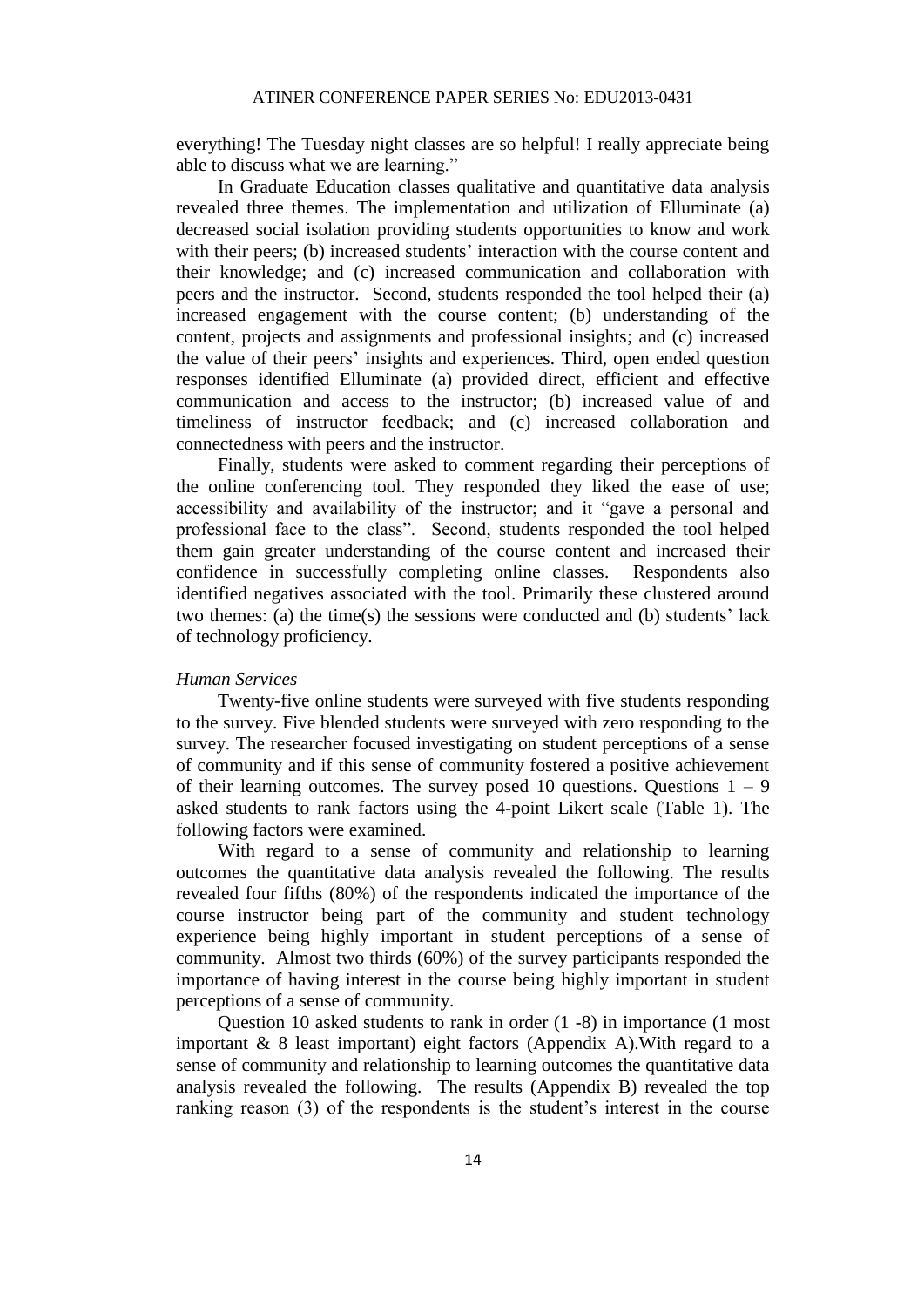everything! The Tuesday night classes are so helpful! I really appreciate being able to discuss what we are learning."

In Graduate Education classes qualitative and quantitative data analysis revealed three themes. The implementation and utilization of Elluminate (a) decreased social isolation providing students opportunities to know and work with their peers; (b) increased students' interaction with the course content and their knowledge; and (c) increased communication and collaboration with peers and the instructor. Second, students responded the tool helped their (a) increased engagement with the course content; (b) understanding of the content, projects and assignments and professional insights; and (c) increased the value of their peers' insights and experiences. Third, open ended question responses identified Elluminate (a) provided direct, efficient and effective communication and access to the instructor; (b) increased value of and timeliness of instructor feedback; and (c) increased collaboration and connectedness with peers and the instructor.

Finally, students were asked to comment regarding their perceptions of the online conferencing tool. They responded they liked the ease of use; accessibility and availability of the instructor; and it "gave a personal and professional face to the class". Second, students responded the tool helped them gain greater understanding of the course content and increased their confidence in successfully completing online classes. Respondents also identified negatives associated with the tool. Primarily these clustered around two themes: (a) the time(s) the sessions were conducted and (b) students' lack of technology proficiency.

*Human Services*

Twenty-five online students were surveyed with five students responding to the survey. Five blended students were surveyed with zero responding to the survey. The researcher focused investigating on student perceptions of a sense of community and if this sense of community fostered a positive achievement of their learning outcomes. The survey posed 10 questions. Questions 1 – 9 asked students to rank factors using the 4-point Likert scale (Table 1). The following factors were examined.

With regard to a sense of community and relationship to learning outcomes the quantitative data analysis revealed the following. The results revealed four fifths (80%) of the respondents indicated the importance of the course instructor being part of the community and student technology experience being highly important in student perceptions of a sense of community. Almost two thirds (60%) of the survey participants responded the importance of having interest in the course being highly important in student perceptions of a sense of community.

Question 10 asked students to rank in order (1 -8) in importance (1 most important & 8 least important) eight factors (Appendix A).With regard to a sense of community and relationship to learning outcomes the quantitative data analysis revealed the following. The results (Appendix B) revealed the top ranking reason (3) of the respondents is the student's interest in the course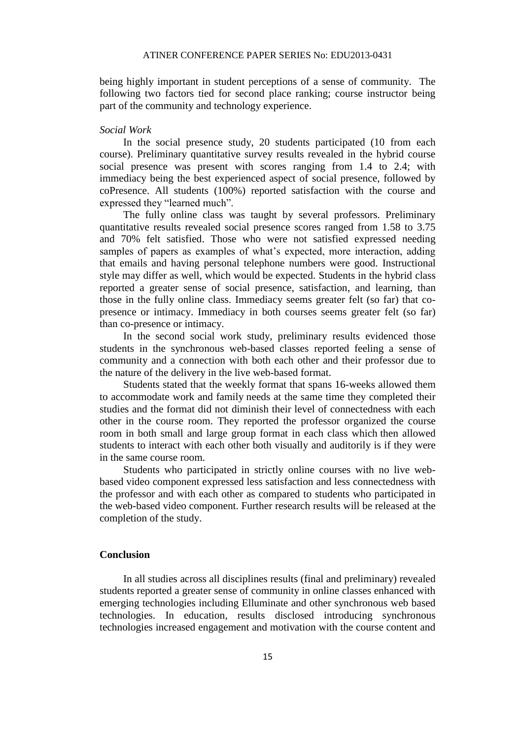being highly important in student perceptions of a sense of community. The following two factors tied for second place ranking; course instructor being part of the community and technology experience.

*Social Work*

In the social presence study, 20 students participated (10 from each course). Preliminary quantitative survey results revealed in the hybrid course social presence was present with scores ranging from 1.4 to 2.4; with immediacy being the best experienced aspect of social presence, followed by coPresence. All students (100%) reported satisfaction with the course and expressed they "learned much".

The fully online class was taught by several professors. Preliminary quantitative results revealed social presence scores ranged from 1.58 to 3.75 and 70% felt satisfied. Those who were not satisfied expressed needing samples of papers as examples of what's expected, more interaction, adding that emails and having personal telephone numbers were good. Instructional style may differ as well, which would be expected. Students in the hybrid class reported a greater sense of social presence, satisfaction, and learning, than those in the fully online class. Immediacy seems greater felt (so far) that co-presence or intimacy. Immediacy in both courses seems greater felt (so far) than co-presence or intimacy.

In the second social work study, preliminary results evidenced those students in the synchronous web-based classes reported feeling a sense of community and a connection with both each other and their professor due to the nature of the delivery in the live web-based format.

Students stated that the weekly format that spans 16-weeks allowed them to accommodate work and family needs at the same time they completed their studies and the format did not diminish their level of connectedness with each other in the course room. They reported the professor organized the course room in both small and large group format in each class which then allowed students to interact with each other both visually and auditorily is if they were in the same course room.

Students who participated in strictly online courses with no live web-based video component expressed less satisfaction and less connectedness with the professor and with each other as compared to students who participated in the web-based video component. Further research results will be released at the completion of the study.

## Conclusion

In all studies across all disciplines results (final and preliminary) revealed students reported a greater sense of community in online classes enhanced with emerging technologies including Elluminate and other synchronous web based technologies. In education, results disclosed introducing synchronous technologies increased engagement and motivation with the course content and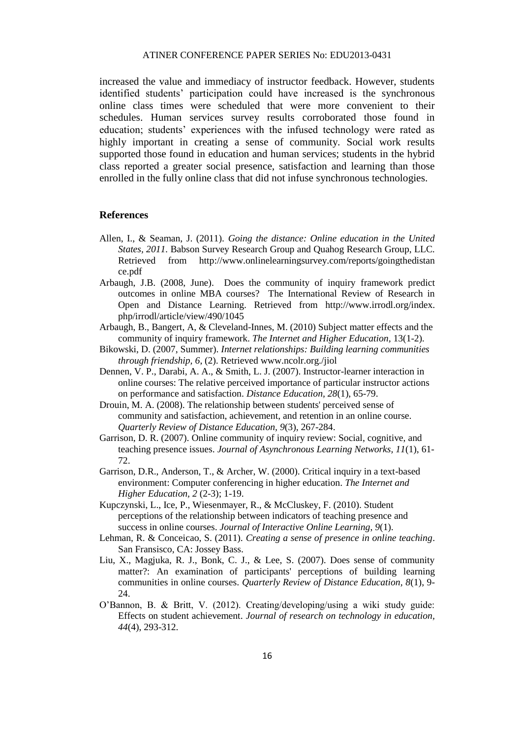increased the value and immediacy of instructor feedback. However, students identified students' participation could have increased is the synchronous online class times were scheduled that were more convenient to their schedules. Human services survey results corroborated those found in education; students' experiences with the infused technology were rated as highly important in creating a sense of community. Social work results supported those found in education and human services; students in the hybrid class reported a greater social presence, satisfaction and learning than those enrolled in the fully online class that did not infuse synchronous technologies.

## References

Allen, I., & Seaman, J. (2011). *Going the distance: Online education in the United States, 2011.* Babson Survey Research Group and Quahog Research Group, LLC. Retrieved from http://www.onlinelearningsurvey.com/reports/goingthedistance.pdf

Arbaugh, J.B. (2008, June). Does the community of inquiry framework predict outcomes in online MBA courses? The International Review of Research in Open and Distance Learning. Retrieved from http://www.irrodl.org/index.php/irrodl/article/view/490/1045

Arbaugh, B., Bangert, A, & Cleveland-Innes, M. (2010) Subject matter effects and the community of inquiry framework. *The Internet and Higher Education*, 13(1-2).

Bikowski, D. (2007, Summer). *Internet relationships: Building learning communities through friendship, 6*, (2). Retrieved www.ncolr.org./jiol

Dennen, V. P., Darabi, A. A., & Smith, L. J. (2007). Instructor-learner interaction in online courses: The relative perceived importance of particular instructor actions on performance and satisfaction. *Distance Education, 28*(1), 65-79.

Drouin, M. A. (2008). The relationship between students' perceived sense of community and satisfaction, achievement, and retention in an online course. *Quarterly Review of Distance Education, 9*(3), 267-284.

Garrison, D. R. (2007). Online community of inquiry review: Social, cognitive, and teaching presence issues. *Journal of Asynchronous Learning Networks, 11*(1), 61-72.

Garrison, D.R., Anderson, T., & Archer, W. (2000). Critical inquiry in a text-based environment: Computer conferencing in higher education. *The Internet and Higher Education, 2* (2-3); 1-19.

Kupczynski, L., Ice, P., Wiesenmayer, R., & McCluskey, F. (2010). Student perceptions of the relationship between indicators of teaching presence and success in online courses. *Journal of Interactive Online Learning, 9*(1).

Lehman, R. & Conceicao, S. (2011). *Creating a sense of presence in online teaching*. San Fransisco, CA: Jossey Bass.

Liu, X., Magjuka, R. J., Bonk, C. J., & Lee, S. (2007). Does sense of community matter?: An examination of participants' perceptions of building learning communities in online courses. *Quarterly Review of Distance Education, 8*(1), 9-24.

O'Bannon, B. & Britt, V. (2012). Creating/developing/using a wiki study guide: Effects on student achievement. *Journal of research on technology in education, 44*(4), 293-312.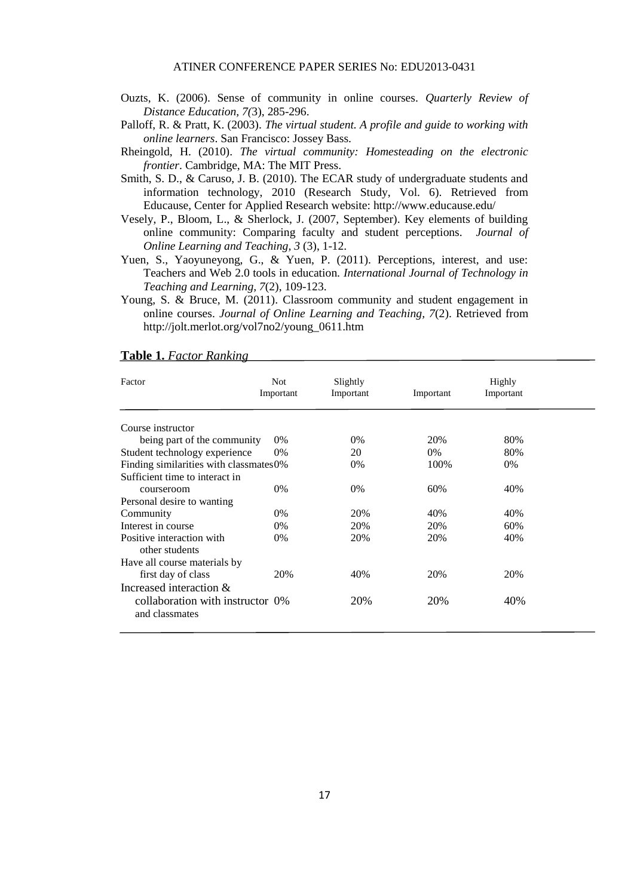Ouzts, K. (2006). Sense of community in online courses. *Quarterly Review of Distance Education, 7(*3), 285-296.

Palloff, R. & Pratt, K. (2003). *The virtual student. A profile and guide to working with online learners*. San Francisco: Jossey Bass.

Rheingold, H. (2010). *The virtual community: Homesteading on the electronic frontier*. Cambridge, MA: The MIT Press.

Smith, S. D., & Caruso, J. B. (2010). The ECAR study of undergraduate students and information technology, 2010 (Research Study, Vol. 6). Retrieved from Educause, Center for Applied Research website: http://www.educause.edu/

Vesely, P., Bloom, L., & Sherlock, J. (2007, September). Key elements of building online community: Comparing faculty and student perceptions. *Journal of Online Learning and Teaching, 3* (3), 1-12.

Yuen, S., Yaoyuneyong, G., & Yuen, P. (2011). Perceptions, interest, and use: Teachers and Web 2.0 tools in education. *International Journal of Technology in Teaching and Learning, 7*(2), 109-123.

Young, S. & Bruce, M. (2011). Classroom community and student engagement in online courses. *Journal of Online Learning and Teaching, 7*(2). Retrieved from http://jolt.merlot.org/vol7no2/young_0611.htm

**Table 1.** *Factor Ranking*

| Factor | Not Important | Slightly Important | Important | Highly Important |
|---|---|---|---|---|
| Course instructor being part of the community | 0% | 0% | 20% | 80% |
| Student technology experience | 0% | 20 | 0% | 80% |
| Finding similarities with classmates | 0% | 0% | 100% | 0% |
| Sufficient time to interact in courseroom | 0% | 0% | 60% | 40% |
| Personal desire to wanting Community | 0% | 20% | 40% | 40% |
| Interest in course | 0% | 20% | 20% | 60% |
| Positive interaction with other students | 0% | 20% | 20% | 40% |
| Have all course materials by first day of class | 20% | 40% | 20% | 20% |
| Increased interaction & collaboration with instructor and classmates | 0% | 20% | 20% | 40% |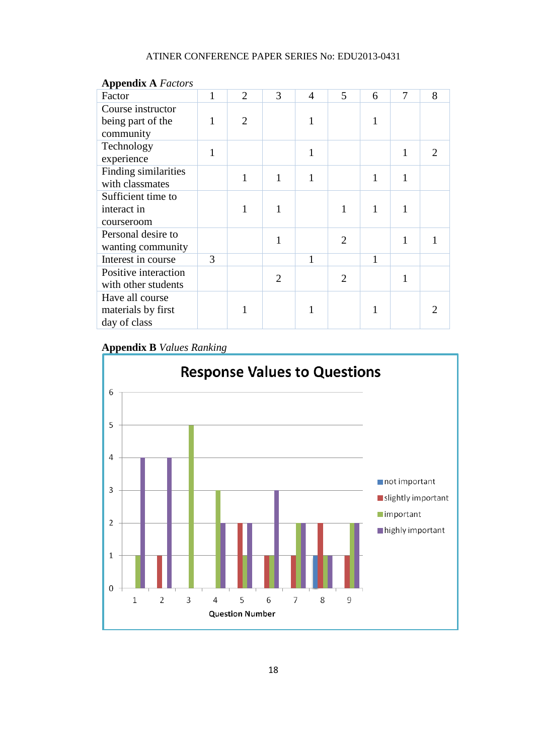**Appendix A** *Factors*

| Factor | 1 | 2 | 3 | 4 | 5 | 6 | 7 | 8 |
|---|---|---|---|---|---|---|---|---|
| Course instructor being part of the community | 1 | 2 | | 1 | | 1 | | |
| Technology experience | 1 | | | 1 | | | 1 | 2 |
| Finding similarities with classmates | | 1 | 1 | 1 | | 1 | 1 | |
| Sufficient time to interact in courseroom | | 1 | 1 | | 1 | 1 | 1 | |
| Personal desire to wanting community | | | 1 | | 2 | | 1 | 1 |
| Interest in course | 3 | | | 1 | | 1 | | |
| Positive interaction with other students | | | 2 | | 2 | | 1 | |
| Have all course materials by first day of class | | 1 | | 1 | | 1 | | 2 |

**Appendix B** *Values Ranking*

Response Values to Questions

0
1
2
3
4
5
6

1 2 3 4 5 6 7 8 9

Question Number

not important
slightly important
important
highly important